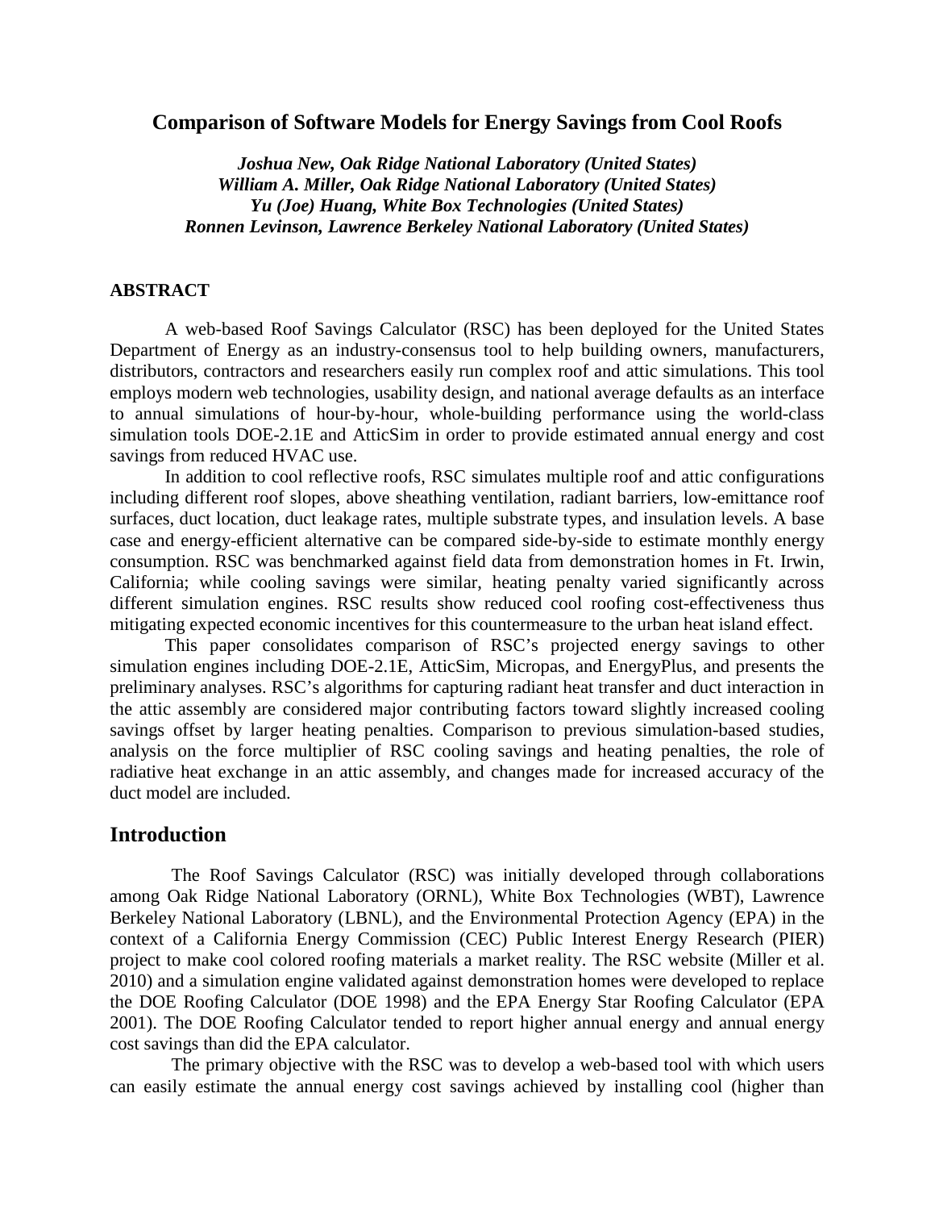# Comparison of Software Models for Energy Savings from Cool Roofs

***Joshua New, Oak Ridge National Laboratory (United States)***
***William A. Miller, Oak Ridge National Laboratory (United States)***
***Yu (Joe) Huang, White Box Technologies (United States)***
***Ronnen Levinson, Lawrence Berkeley National Laboratory (United States)***

## ABSTRACT

A web-based Roof Savings Calculator (RSC) has been deployed for the United States Department of Energy as an industry-consensus tool to help building owners, manufacturers, distributors, contractors and researchers easily run complex roof and attic simulations. This tool employs modern web technologies, usability design, and national average defaults as an interface to annual simulations of hour-by-hour, whole-building performance using the world-class simulation tools DOE-2.1E and AtticSim in order to provide estimated annual energy and cost savings from reduced HVAC use.

In addition to cool reflective roofs, RSC simulates multiple roof and attic configurations including different roof slopes, above sheathing ventilation, radiant barriers, low-emittance roof surfaces, duct location, duct leakage rates, multiple substrate types, and insulation levels. A base case and energy-efficient alternative can be compared side-by-side to estimate monthly energy consumption. RSC was benchmarked against field data from demonstration homes in Ft. Irwin, California; while cooling savings were similar, heating penalty varied significantly across different simulation engines. RSC results show reduced cool roofing cost-effectiveness thus mitigating expected economic incentives for this countermeasure to the urban heat island effect.

This paper consolidates comparison of RSC's projected energy savings to other simulation engines including DOE-2.1E, AtticSim, Micropas, and EnergyPlus, and presents the preliminary analyses. RSC's algorithms for capturing radiant heat transfer and duct interaction in the attic assembly are considered major contributing factors toward slightly increased cooling savings offset by larger heating penalties. Comparison to previous simulation-based studies, analysis on the force multiplier of RSC cooling savings and heating penalties, the role of radiative heat exchange in an attic assembly, and changes made for increased accuracy of the duct model are included.

## Introduction

The Roof Savings Calculator (RSC) was initially developed through collaborations among Oak Ridge National Laboratory (ORNL), White Box Technologies (WBT), Lawrence Berkeley National Laboratory (LBNL), and the Environmental Protection Agency (EPA) in the context of a California Energy Commission (CEC) Public Interest Energy Research (PIER) project to make cool colored roofing materials a market reality. The RSC website (Miller et al. 2010) and a simulation engine validated against demonstration homes were developed to replace the DOE Roofing Calculator (DOE 1998) and the EPA Energy Star Roofing Calculator (EPA 2001). The DOE Roofing Calculator tended to report higher annual energy and annual energy cost savings than did the EPA calculator.

The primary objective with the RSC was to develop a web-based tool with which users can easily estimate the annual energy cost savings achieved by installing cool (higher than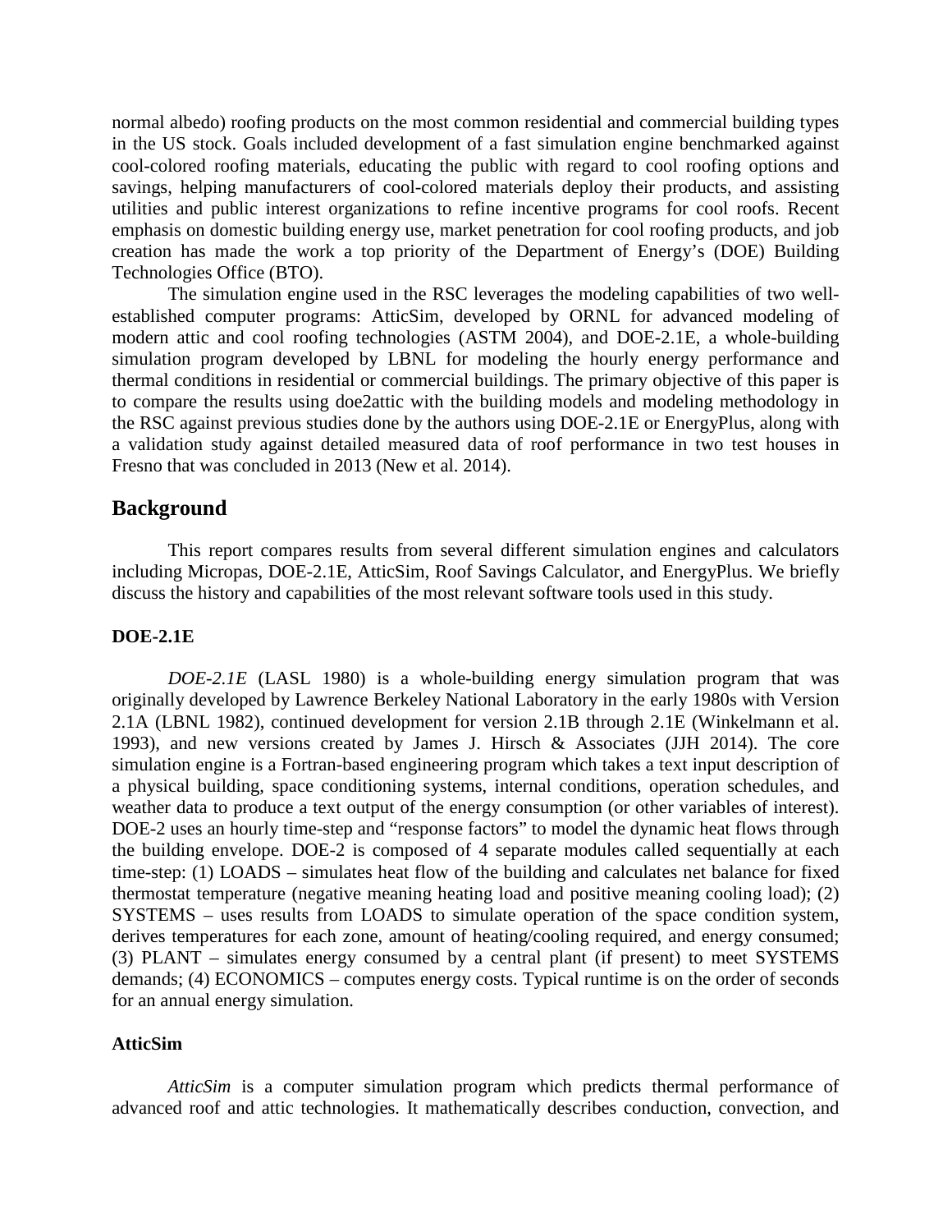normal albedo) roofing products on the most common residential and commercial building types in the US stock. Goals included development of a fast simulation engine benchmarked against cool-colored roofing materials, educating the public with regard to cool roofing options and savings, helping manufacturers of cool-colored materials deploy their products, and assisting utilities and public interest organizations to refine incentive programs for cool roofs. Recent emphasis on domestic building energy use, market penetration for cool roofing products, and job creation has made the work a top priority of the Department of Energy's (DOE) Building Technologies Office (BTO).

The simulation engine used in the RSC leverages the modeling capabilities of two well-established computer programs: AtticSim, developed by ORNL for advanced modeling of modern attic and cool roofing technologies (ASTM 2004), and DOE-2.1E, a whole-building simulation program developed by LBNL for modeling the hourly energy performance and thermal conditions in residential or commercial buildings. The primary objective of this paper is to compare the results using doe2attic with the building models and modeling methodology in the RSC against previous studies done by the authors using DOE-2.1E or EnergyPlus, along with a validation study against detailed measured data of roof performance in two test houses in Fresno that was concluded in 2013 (New et al. 2014).

## Background

This report compares results from several different simulation engines and calculators including Micropas, DOE-2.1E, AtticSim, Roof Savings Calculator, and EnergyPlus. We briefly discuss the history and capabilities of the most relevant software tools used in this study.

### DOE-2.1E

*DOE-2.1E* (LASL 1980) is a whole-building energy simulation program that was originally developed by Lawrence Berkeley National Laboratory in the early 1980s with Version 2.1A (LBNL 1982), continued development for version 2.1B through 2.1E (Winkelmann et al. 1993), and new versions created by James J. Hirsch & Associates (JJH 2014). The core simulation engine is a Fortran-based engineering program which takes a text input description of a physical building, space conditioning systems, internal conditions, operation schedules, and weather data to produce a text output of the energy consumption (or other variables of interest). DOE-2 uses an hourly time-step and "response factors" to model the dynamic heat flows through the building envelope. DOE-2 is composed of 4 separate modules called sequentially at each time-step: (1) LOADS – simulates heat flow of the building and calculates net balance for fixed thermostat temperature (negative meaning heating load and positive meaning cooling load); (2) SYSTEMS – uses results from LOADS to simulate operation of the space condition system, derives temperatures for each zone, amount of heating/cooling required, and energy consumed; (3) PLANT – simulates energy consumed by a central plant (if present) to meet SYSTEMS demands; (4) ECONOMICS – computes energy costs. Typical runtime is on the order of seconds for an annual energy simulation.

### AtticSim

*AtticSim* is a computer simulation program which predicts thermal performance of advanced roof and attic technologies. It mathematically describes conduction, convection, and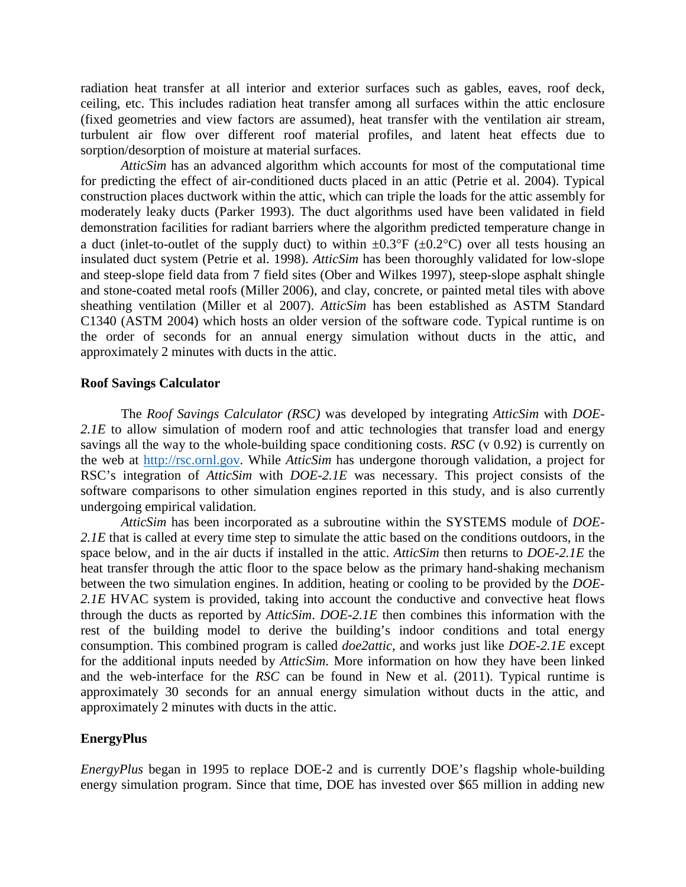radiation heat transfer at all interior and exterior surfaces such as gables, eaves, roof deck, ceiling, etc. This includes radiation heat transfer among all surfaces within the attic enclosure (fixed geometries and view factors are assumed), heat transfer with the ventilation air stream, turbulent air flow over different roof material profiles, and latent heat effects due to sorption/desorption of moisture at material surfaces.

*AtticSim* has an advanced algorithm which accounts for most of the computational time for predicting the effect of air-conditioned ducts placed in an attic (Petrie et al. 2004). Typical construction places ductwork within the attic, which can triple the loads for the attic assembly for moderately leaky ducts (Parker 1993). The duct algorithms used have been validated in field demonstration facilities for radiant barriers where the algorithm predicted temperature change in a duct (inlet-to-outlet of the supply duct) to within ±0.3°F (±0.2°C) over all tests housing an insulated duct system (Petrie et al. 1998). *AtticSim* has been thoroughly validated for low-slope and steep-slope field data from 7 field sites (Ober and Wilkes 1997), steep-slope asphalt shingle and stone-coated metal roofs (Miller 2006), and clay, concrete, or painted metal tiles with above sheathing ventilation (Miller et al 2007). *AtticSim* has been established as ASTM Standard C1340 (ASTM 2004) which hosts an older version of the software code. Typical runtime is on the order of seconds for an annual energy simulation without ducts in the attic, and approximately 2 minutes with ducts in the attic.

**Roof Savings Calculator**

The *Roof Savings Calculator (RSC)* was developed by integrating *AtticSim* with *DOE-2.1E* to allow simulation of modern roof and attic technologies that transfer load and energy savings all the way to the whole-building space conditioning costs. *RSC* (v 0.92) is currently on the web at http://rsc.ornl.gov. While *AtticSim* has undergone thorough validation, a project for RSC's integration of *AtticSim* with *DOE-2.1E* was necessary. This project consists of the software comparisons to other simulation engines reported in this study, and is also currently undergoing empirical validation.

*AtticSim* has been incorporated as a subroutine within the SYSTEMS module of *DOE-2.1E* that is called at every time step to simulate the attic based on the conditions outdoors, in the space below, and in the air ducts if installed in the attic. *AtticSim* then returns to *DOE-2.1E* the heat transfer through the attic floor to the space below as the primary hand-shaking mechanism between the two simulation engines. In addition, heating or cooling to be provided by the *DOE-2.1E* HVAC system is provided, taking into account the conductive and convective heat flows through the ducts as reported by *AtticSim*. *DOE-2.1E* then combines this information with the rest of the building model to derive the building's indoor conditions and total energy consumption. This combined program is called *doe2attic*, and works just like *DOE-2.1E* except for the additional inputs needed by *AtticSim*. More information on how they have been linked and the web-interface for the *RSC* can be found in New et al. (2011). Typical runtime is approximately 30 seconds for an annual energy simulation without ducts in the attic, and approximately 2 minutes with ducts in the attic.

**EnergyPlus**

*EnergyPlus* began in 1995 to replace DOE-2 and is currently DOE's flagship whole-building energy simulation program. Since that time, DOE has invested over $65 million in adding new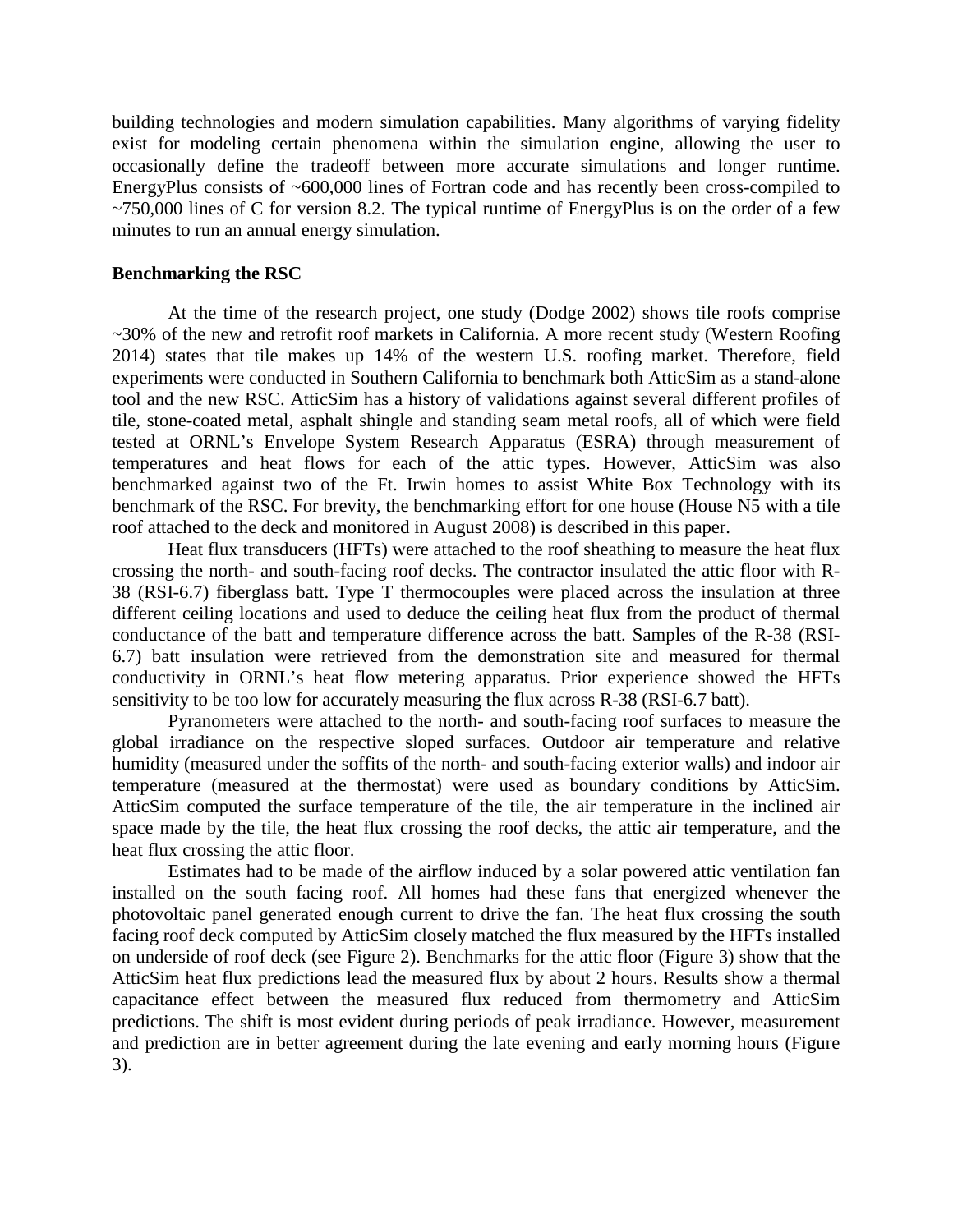building technologies and modern simulation capabilities. Many algorithms of varying fidelity exist for modeling certain phenomena within the simulation engine, allowing the user to occasionally define the tradeoff between more accurate simulations and longer runtime. EnergyPlus consists of ~600,000 lines of Fortran code and has recently been cross-compiled to ~750,000 lines of C for version 8.2. The typical runtime of EnergyPlus is on the order of a few minutes to run an annual energy simulation.

**Benchmarking the RSC**

At the time of the research project, one study (Dodge 2002) shows tile roofs comprise ~30% of the new and retrofit roof markets in California. A more recent study (Western Roofing 2014) states that tile makes up 14% of the western U.S. roofing market. Therefore, field experiments were conducted in Southern California to benchmark both AtticSim as a stand-alone tool and the new RSC. AtticSim has a history of validations against several different profiles of tile, stone-coated metal, asphalt shingle and standing seam metal roofs, all of which were field tested at ORNL's Envelope System Research Apparatus (ESRA) through measurement of temperatures and heat flows for each of the attic types. However, AtticSim was also benchmarked against two of the Ft. Irwin homes to assist White Box Technology with its benchmark of the RSC. For brevity, the benchmarking effort for one house (House N5 with a tile roof attached to the deck and monitored in August 2008) is described in this paper.

Heat flux transducers (HFTs) were attached to the roof sheathing to measure the heat flux crossing the north- and south-facing roof decks. The contractor insulated the attic floor with R-38 (RSI-6.7) fiberglass batt. Type T thermocouples were placed across the insulation at three different ceiling locations and used to deduce the ceiling heat flux from the product of thermal conductance of the batt and temperature difference across the batt. Samples of the R-38 (RSI-6.7) batt insulation were retrieved from the demonstration site and measured for thermal conductivity in ORNL's heat flow metering apparatus. Prior experience showed the HFTs sensitivity to be too low for accurately measuring the flux across R-38 (RSI-6.7 batt).

Pyranometers were attached to the north- and south-facing roof surfaces to measure the global irradiance on the respective sloped surfaces. Outdoor air temperature and relative humidity (measured under the soffits of the north- and south-facing exterior walls) and indoor air temperature (measured at the thermostat) were used as boundary conditions by AtticSim. AtticSim computed the surface temperature of the tile, the air temperature in the inclined air space made by the tile, the heat flux crossing the roof decks, the attic air temperature, and the heat flux crossing the attic floor.

Estimates had to be made of the airflow induced by a solar powered attic ventilation fan installed on the south facing roof. All homes had these fans that energized whenever the photovoltaic panel generated enough current to drive the fan. The heat flux crossing the south facing roof deck computed by AtticSim closely matched the flux measured by the HFTs installed on underside of roof deck (see Figure 2). Benchmarks for the attic floor (Figure 3) show that the AtticSim heat flux predictions lead the measured flux by about 2 hours. Results show a thermal capacitance effect between the measured flux reduced from thermometry and AtticSim predictions. The shift is most evident during periods of peak irradiance. However, measurement and prediction are in better agreement during the late evening and early morning hours (Figure 3).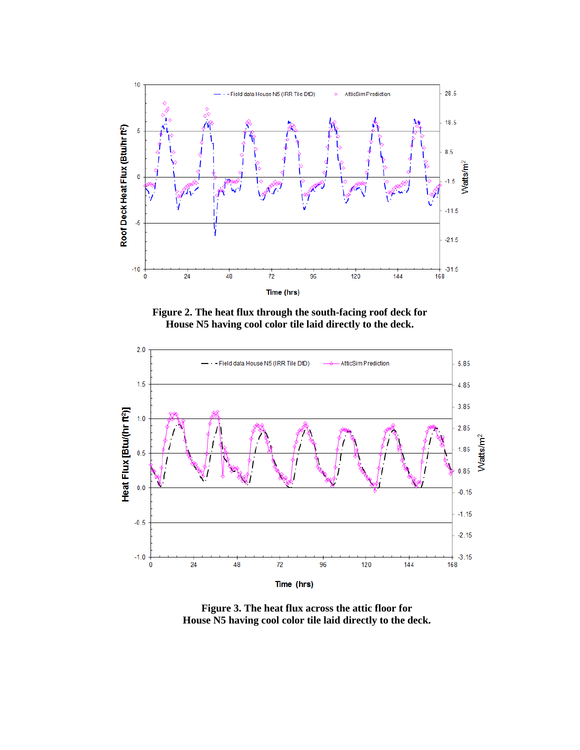**Figure 2. The heat flux through the south-facing roof deck for House N5 having cool color tile laid directly to the deck.**

**Figure 3. The heat flux across the attic floor for House N5 having cool color tile laid directly to the deck.**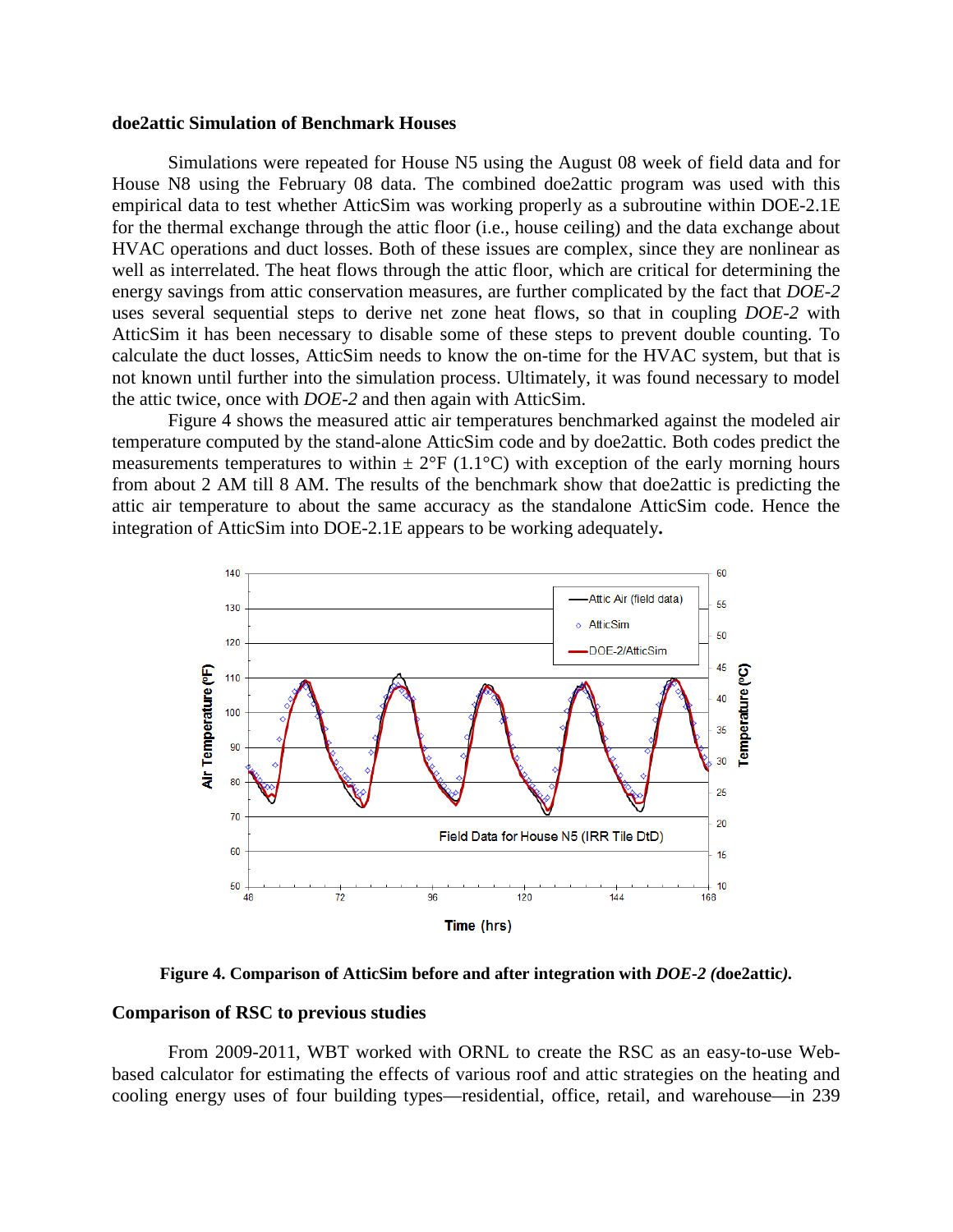### doe2attic Simulation of Benchmark Houses

Simulations were repeated for House N5 using the August 08 week of field data and for House N8 using the February 08 data. The combined doe2attic program was used with this empirical data to test whether AtticSim was working properly as a subroutine within DOE-2.1E for the thermal exchange through the attic floor (i.e., house ceiling) and the data exchange about HVAC operations and duct losses. Both of these issues are complex, since they are nonlinear as well as interrelated. The heat flows through the attic floor, which are critical for determining the energy savings from attic conservation measures, are further complicated by the fact that *DOE-2* uses several sequential steps to derive net zone heat flows, so that in coupling *DOE-2* with AtticSim it has been necessary to disable some of these steps to prevent double counting. To calculate the duct losses, AtticSim needs to know the on-time for the HVAC system, but that is not known until further into the simulation process. Ultimately, it was found necessary to model the attic twice, once with *DOE-2* and then again with AtticSim.

Figure 4 shows the measured attic air temperatures benchmarked against the modeled air temperature computed by the stand-alone AtticSim code and by doe2attic. Both codes predict the measurements temperatures to within ± 2°F (1.1°C) with exception of the early morning hours from about 2 AM till 8 AM. The results of the benchmark show that doe2attic is predicting the attic air temperature to about the same accuracy as the standalone AtticSim code. Hence the integration of AtticSim into DOE-2.1E appears to be working adequately**.**

**Figure 4. Comparison of AtticSim before and after integration with *DOE-2 (*doe2attic*).***

### Comparison of RSC to previous studies

From 2009-2011, WBT worked with ORNL to create the RSC as an easy-to-use Web-based calculator for estimating the effects of various roof and attic strategies on the heating and cooling energy uses of four building types—residential, office, retail, and warehouse—in 239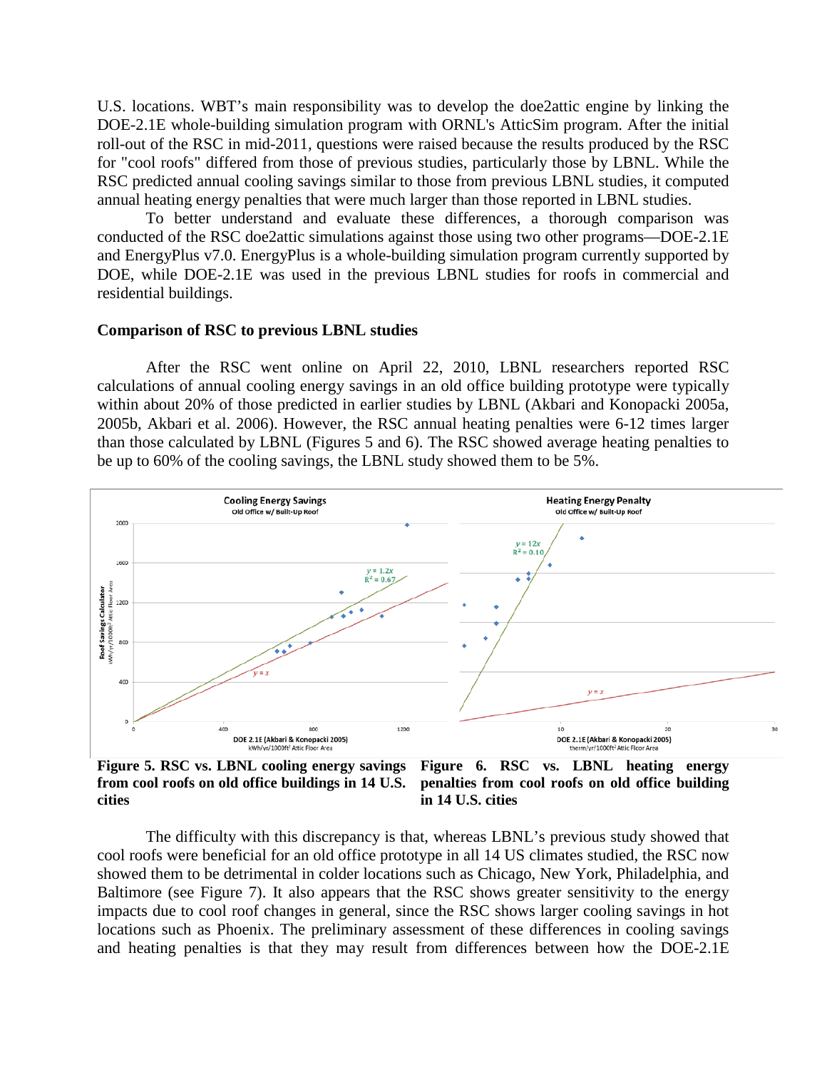U.S. locations. WBT's main responsibility was to develop the doe2attic engine by linking the DOE-2.1E whole-building simulation program with ORNL's AtticSim program. After the initial roll-out of the RSC in mid-2011, questions were raised because the results produced by the RSC for "cool roofs" differed from those of previous studies, particularly those by LBNL. While the RSC predicted annual cooling savings similar to those from previous LBNL studies, it computed annual heating energy penalties that were much larger than those reported in LBNL studies.

To better understand and evaluate these differences, a thorough comparison was conducted of the RSC doe2attic simulations against those using two other programs—DOE-2.1E and EnergyPlus v7.0. EnergyPlus is a whole-building simulation program currently supported by DOE, while DOE-2.1E was used in the previous LBNL studies for roofs in commercial and residential buildings.

**Comparison of RSC to previous LBNL studies**

After the RSC went online on April 22, 2010, LBNL researchers reported RSC calculations of annual cooling energy savings in an old office building prototype were typically within about 20% of those predicted in earlier studies by LBNL (Akbari and Konopacki 2005a, 2005b, Akbari et al. 2006). However, the RSC annual heating penalties were 6-12 times larger than those calculated by LBNL (Figures 5 and 6). The RSC showed average heating penalties to be up to 60% of the cooling savings, the LBNL study showed them to be 5%.

**Figure 5. RSC vs. LBNL cooling energy savings from cool roofs on old office buildings in 14 U.S. cities**

**Figure 6. RSC vs. LBNL heating energy penalties from cool roofs on old office building in 14 U.S. cities**

The difficulty with this discrepancy is that, whereas LBNL's previous study showed that cool roofs were beneficial for an old office prototype in all 14 US climates studied, the RSC now showed them to be detrimental in colder locations such as Chicago, New York, Philadelphia, and Baltimore (see Figure 7). It also appears that the RSC shows greater sensitivity to the energy impacts due to cool roof changes in general, since the RSC shows larger cooling savings in hot locations such as Phoenix. The preliminary assessment of these differences in cooling savings and heating penalties is that they may result from differences between how the DOE-2.1E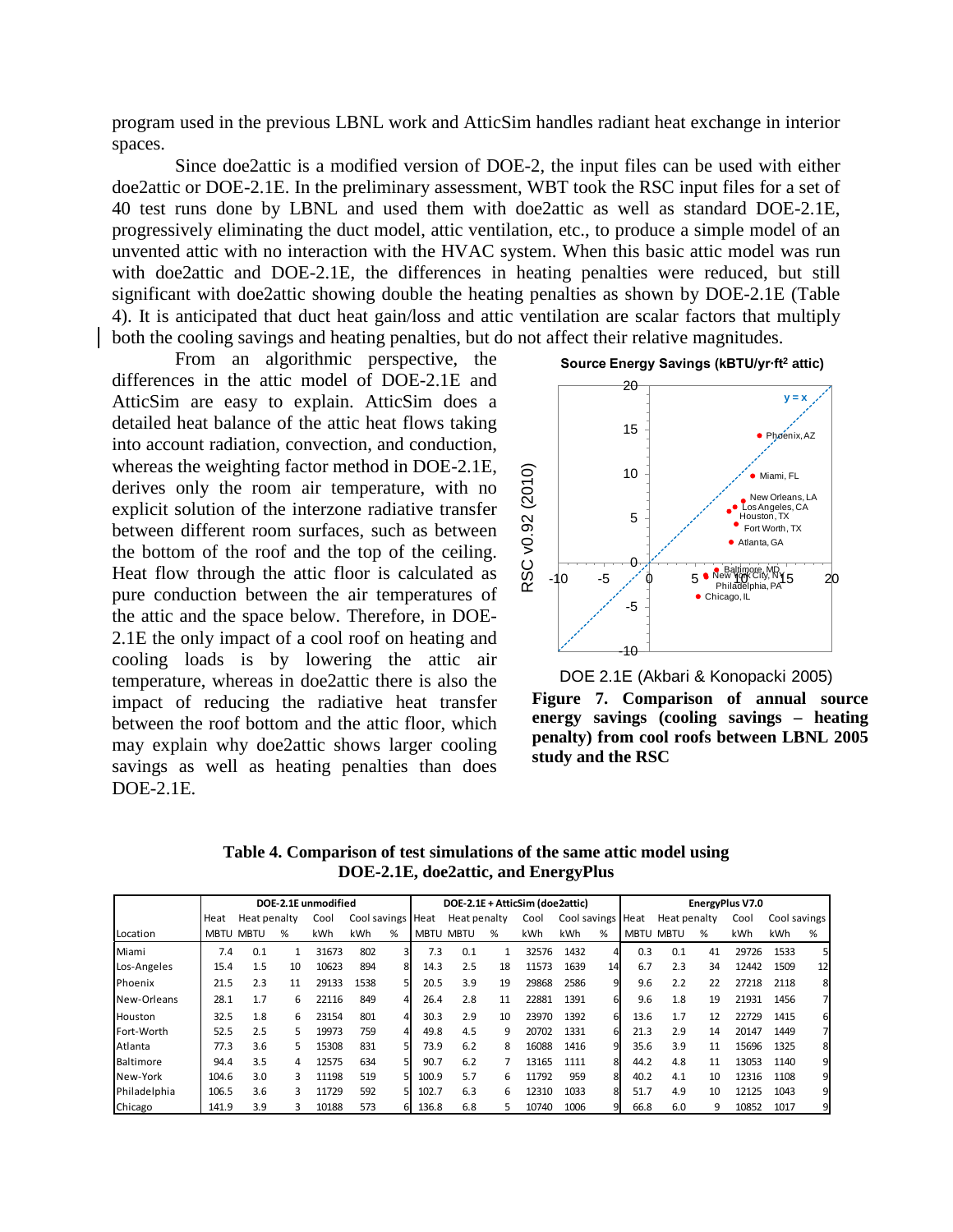program used in the previous LBNL work and AtticSim handles radiant heat exchange in interior spaces.

Since doe2attic is a modified version of DOE-2, the input files can be used with either doe2attic or DOE-2.1E. In the preliminary assessment, WBT took the RSC input files for a set of 40 test runs done by LBNL and used them with doe2attic as well as standard DOE-2.1E, progressively eliminating the duct model, attic ventilation, etc., to produce a simple model of an unvented attic with no interaction with the HVAC system. When this basic attic model was run with doe2attic and DOE-2.1E, the differences in heating penalties were reduced, but still significant with doe2attic showing double the heating penalties as shown by DOE-2.1E (Table 4). It is anticipated that duct heat gain/loss and attic ventilation are scalar factors that multiply both the cooling savings and heating penalties, but do not affect their relative magnitudes.

From an algorithmic perspective, the differences in the attic model of DOE-2.1E and AtticSim are easy to explain. AtticSim does a detailed heat balance of the attic heat flows taking into account radiation, convection, and conduction, whereas the weighting factor method in DOE-2.1E, derives only the room air temperature, with no explicit solution of the interzone radiative transfer between different room surfaces, such as between the bottom of the roof and the top of the ceiling. Heat flow through the attic floor is calculated as pure conduction between the air temperatures of the attic and the space below. Therefore, in DOE-2.1E the only impact of a cool roof on heating and cooling loads is by lowering the attic air temperature, whereas in doe2attic there is also the impact of reducing the radiative heat transfer between the roof bottom and the attic floor, which may explain why doe2attic shows larger cooling savings as well as heating penalties than does DOE-2.1E.

**Figure 7. Comparison of annual source energy savings (cooling savings – heating penalty) from cool roofs between LBNL 2005 study and the RSC**

**Table 4. Comparison of test simulations of the same attic model using DOE-2.1E, doe2attic, and EnergyPlus**

| | DOE-2.1E unmodified | | | | | | DOE-2.1E + AtticSim (doe2attic) | | | | | | EnergyPlus V7.0 | | | | | |
|---|---|---|---|---|---|---|---|---|---|---|---|---|---|---|---|---|---|---|
| | Heat | Heat penalty | | Cool | Cool savings | | Heat | Heat penalty | | Cool | Cool savings | | Heat | Heat penalty | | Cool | Cool savings | |
| Location | MBTU | MBTU | % | kWh | kWh | % | MBTU | MBTU | % | kWh | kWh | % | MBTU | MBTU | % | kWh | kWh | % |
| Miami | 7.4 | 0.1 | 1 | 31673 | 802 | 3 | 7.3 | 0.1 | 1 | 32576 | 1432 | 4 | 0.3 | 0.1 | 41 | 29726 | 1533 | 5 |
| Los-Angeles | 15.4 | 1.5 | 10 | 10623 | 894 | 8 | 14.3 | 2.5 | 18 | 11573 | 1639 | 14 | 6.7 | 2.3 | 34 | 12442 | 1509 | 12 |
| Phoenix | 21.5 | 2.3 | 11 | 29133 | 1538 | 5 | 20.5 | 3.9 | 19 | 29868 | 2586 | 9 | 9.6 | 2.2 | 22 | 27218 | 2118 | 8 |
| New-Orleans | 28.1 | 1.7 | 6 | 22116 | 849 | 4 | 26.4 | 2.8 | 11 | 22881 | 1391 | 6 | 9.6 | 1.8 | 19 | 21931 | 1456 | 7 |
| Houston | 32.5 | 1.8 | 6 | 23154 | 801 | 4 | 30.3 | 2.9 | 10 | 23970 | 1392 | 6 | 13.6 | 1.7 | 12 | 22729 | 1415 | 6 |
| Fort-Worth | 52.5 | 2.5 | 5 | 19973 | 759 | 4 | 49.8 | 4.5 | 9 | 20702 | 1331 | 6 | 21.3 | 2.9 | 14 | 20147 | 1449 | 7 |
| Atlanta | 77.3 | 3.6 | 5 | 15308 | 831 | 5 | 73.9 | 6.2 | 8 | 16088 | 1416 | 9 | 35.6 | 3.9 | 11 | 15696 | 1325 | 8 |
| Baltimore | 94.4 | 3.5 | 4 | 12575 | 634 | 5 | 90.7 | 6.2 | 7 | 13165 | 1111 | 8 | 44.2 | 4.8 | 11 | 13053 | 1140 | 9 |
| New-York | 104.6 | 3.0 | 3 | 11198 | 519 | 5 | 100.9 | 5.7 | 6 | 11792 | 959 | 8 | 40.2 | 4.1 | 10 | 12316 | 1108 | 9 |
| Philadelphia | 106.5 | 3.6 | 3 | 11729 | 592 | 5 | 102.7 | 6.3 | 6 | 12310 | 1033 | 8 | 51.7 | 4.9 | 10 | 12125 | 1043 | 9 |
| Chicago | 141.9 | 3.9 | 3 | 10188 | 573 | 6 | 136.8 | 6.8 | 5 | 10740 | 1006 | 9 | 66.8 | 6.0 | 9 | 10852 | 1017 | 9 |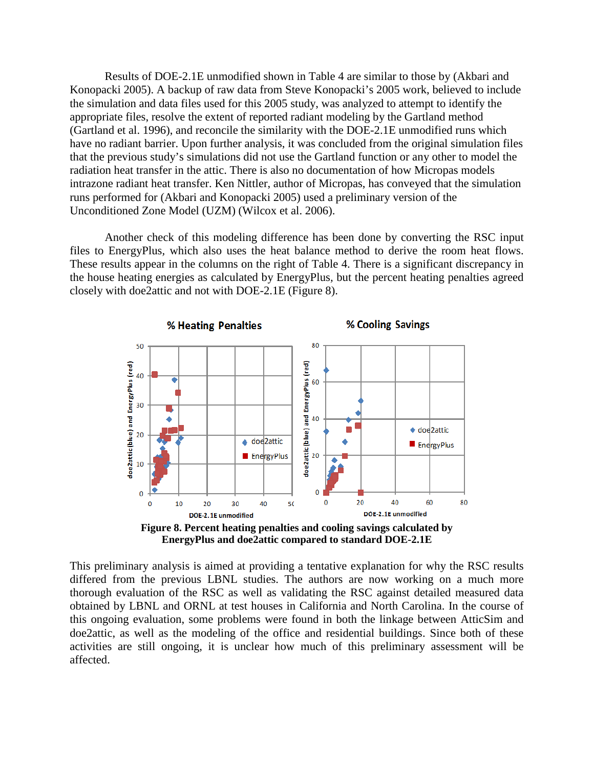Results of DOE-2.1E unmodified shown in Table 4 are similar to those by (Akbari and Konopacki 2005). A backup of raw data from Steve Konopacki's 2005 work, believed to include the simulation and data files used for this 2005 study, was analyzed to attempt to identify the appropriate files, resolve the extent of reported radiant modeling by the Gartland method (Gartland et al. 1996), and reconcile the similarity with the DOE-2.1E unmodified runs which have no radiant barrier. Upon further analysis, it was concluded from the original simulation files that the previous study's simulations did not use the Gartland function or any other to model the radiation heat transfer in the attic. There is also no documentation of how Micropas models intrazone radiant heat transfer. Ken Nittler, author of Micropas, has conveyed that the simulation runs performed for (Akbari and Konopacki 2005) used a preliminary version of the Unconditioned Zone Model (UZM) (Wilcox et al. 2006).

Another check of this modeling difference has been done by converting the RSC input files to EnergyPlus, which also uses the heat balance method to derive the room heat flows. These results appear in the columns on the right of Table 4. There is a significant discrepancy in the house heating energies as calculated by EnergyPlus, but the percent heating penalties agreed closely with doe2attic and not with DOE-2.1E (Figure 8).

**Figure 8. Percent heating penalties and cooling savings calculated by EnergyPlus and doe2attic compared to standard DOE-2.1E**

This preliminary analysis is aimed at providing a tentative explanation for why the RSC results differed from the previous LBNL studies. The authors are now working on a much more thorough evaluation of the RSC as well as validating the RSC against detailed measured data obtained by LBNL and ORNL at test houses in California and North Carolina. In the course of this ongoing evaluation, some problems were found in both the linkage between AtticSim and doe2attic, as well as the modeling of the office and residential buildings. Since both of these activities are still ongoing, it is unclear how much of this preliminary assessment will be affected.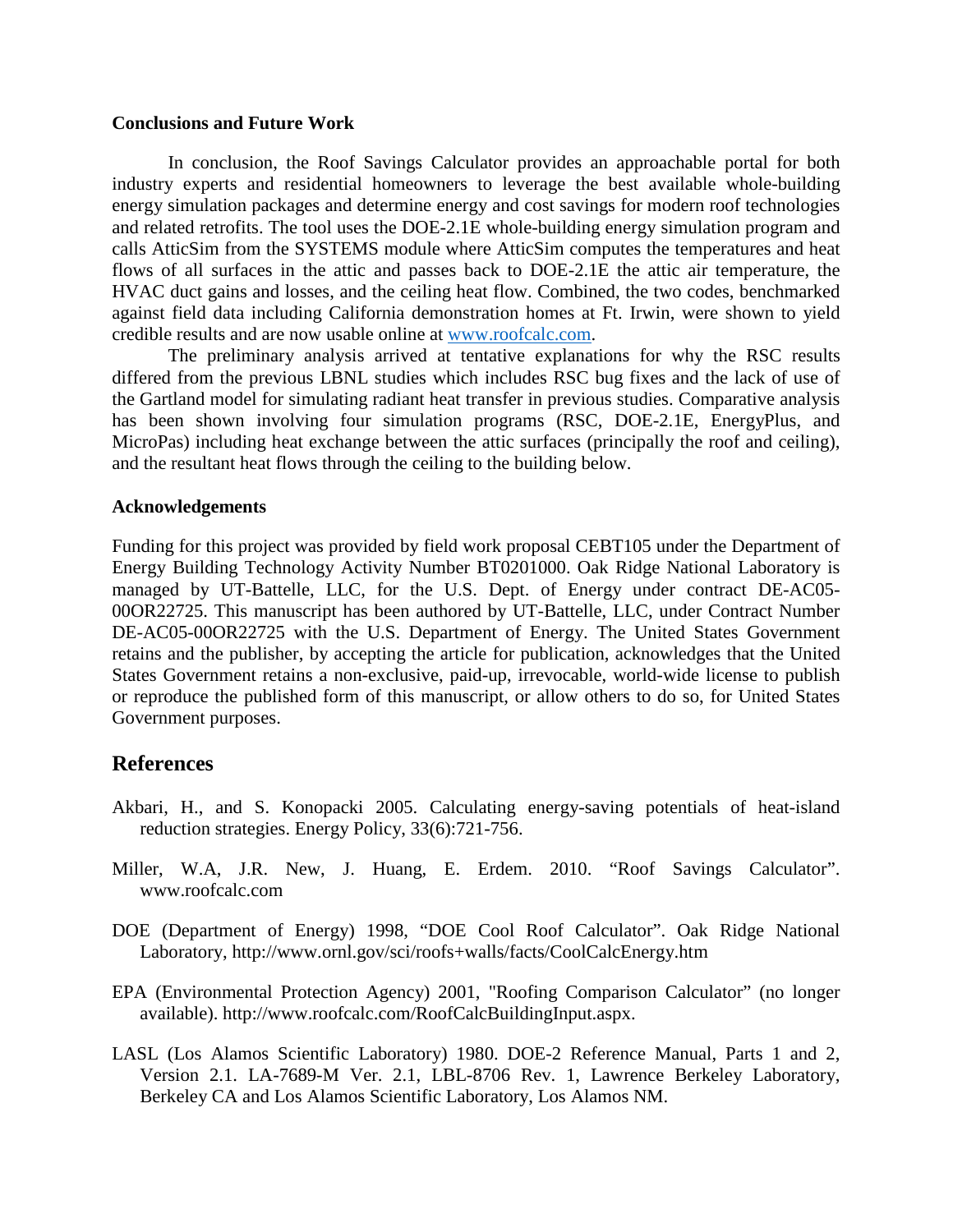**Conclusions and Future Work**

In conclusion, the Roof Savings Calculator provides an approachable portal for both industry experts and residential homeowners to leverage the best available whole-building energy simulation packages and determine energy and cost savings for modern roof technologies and related retrofits. The tool uses the DOE-2.1E whole-building energy simulation program and calls AtticSim from the SYSTEMS module where AtticSim computes the temperatures and heat flows of all surfaces in the attic and passes back to DOE-2.1E the attic air temperature, the HVAC duct gains and losses, and the ceiling heat flow. Combined, the two codes, benchmarked against field data including California demonstration homes at Ft. Irwin, were shown to yield credible results and are now usable online at [www.roofcalc.com](www.roofcalc.com).

The preliminary analysis arrived at tentative explanations for why the RSC results differed from the previous LBNL studies which includes RSC bug fixes and the lack of use of the Gartland model for simulating radiant heat transfer in previous studies. Comparative analysis has been shown involving four simulation programs (RSC, DOE-2.1E, EnergyPlus, and MicroPas) including heat exchange between the attic surfaces (principally the roof and ceiling), and the resultant heat flows through the ceiling to the building below.

**Acknowledgements**

Funding for this project was provided by field work proposal CEBT105 under the Department of Energy Building Technology Activity Number BT0201000. Oak Ridge National Laboratory is managed by UT-Battelle, LLC, for the U.S. Dept. of Energy under contract DE-AC05-00OR22725. This manuscript has been authored by UT-Battelle, LLC, under Contract Number DE-AC05-00OR22725 with the U.S. Department of Energy. The United States Government retains and the publisher, by accepting the article for publication, acknowledges that the United States Government retains a non-exclusive, paid-up, irrevocable, world-wide license to publish or reproduce the published form of this manuscript, or allow others to do so, for United States Government purposes.

## References

Akbari, H., and S. Konopacki 2005. Calculating energy-saving potentials of heat-island reduction strategies. Energy Policy, 33(6):721-756.

Miller, W.A, J.R. New, J. Huang, E. Erdem. 2010. “Roof Savings Calculator”. www.roofcalc.com

DOE (Department of Energy) 1998, “DOE Cool Roof Calculator”. Oak Ridge National Laboratory, http://www.ornl.gov/sci/roofs+walls/facts/CoolCalcEnergy.htm

EPA (Environmental Protection Agency) 2001, "Roofing Comparison Calculator” (no longer available). http://www.roofcalc.com/RoofCalcBuildingInput.aspx.

LASL (Los Alamos Scientific Laboratory) 1980. DOE-2 Reference Manual, Parts 1 and 2, Version 2.1. LA-7689-M Ver. 2.1, LBL-8706 Rev. 1, Lawrence Berkeley Laboratory, Berkeley CA and Los Alamos Scientific Laboratory, Los Alamos NM.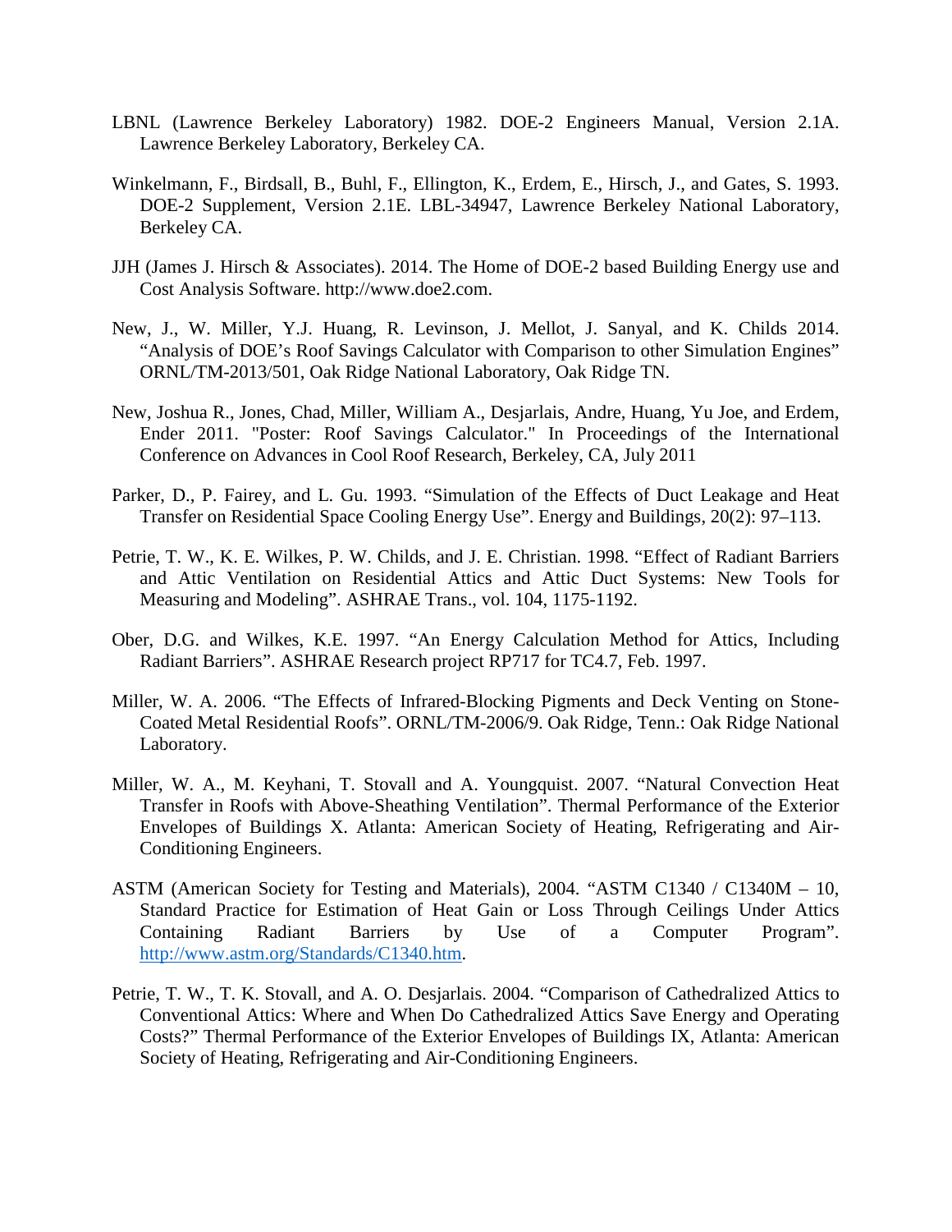LBNL (Lawrence Berkeley Laboratory) 1982. DOE-2 Engineers Manual, Version 2.1A. Lawrence Berkeley Laboratory, Berkeley CA.

Winkelmann, F., Birdsall, B., Buhl, F., Ellington, K., Erdem, E., Hirsch, J., and Gates, S. 1993. DOE-2 Supplement, Version 2.1E. LBL-34947, Lawrence Berkeley National Laboratory, Berkeley CA.

JJH (James J. Hirsch & Associates). 2014. The Home of DOE-2 based Building Energy use and Cost Analysis Software. http://www.doe2.com.

New, J., W. Miller, Y.J. Huang, R. Levinson, J. Mellot, J. Sanyal, and K. Childs 2014. "Analysis of DOE's Roof Savings Calculator with Comparison to other Simulation Engines" ORNL/TM-2013/501, Oak Ridge National Laboratory, Oak Ridge TN.

New, Joshua R., Jones, Chad, Miller, William A., Desjarlais, Andre, Huang, Yu Joe, and Erdem, Ender 2011. "Poster: Roof Savings Calculator." In Proceedings of the International Conference on Advances in Cool Roof Research, Berkeley, CA, July 2011

Parker, D., P. Fairey, and L. Gu. 1993. "Simulation of the Effects of Duct Leakage and Heat Transfer on Residential Space Cooling Energy Use". Energy and Buildings, 20(2): 97–113.

Petrie, T. W., K. E. Wilkes, P. W. Childs, and J. E. Christian. 1998. "Effect of Radiant Barriers and Attic Ventilation on Residential Attics and Attic Duct Systems: New Tools for Measuring and Modeling". ASHRAE Trans., vol. 104, 1175-1192.

Ober, D.G. and Wilkes, K.E. 1997. "An Energy Calculation Method for Attics, Including Radiant Barriers". ASHRAE Research project RP717 for TC4.7, Feb. 1997.

Miller, W. A. 2006. "The Effects of Infrared-Blocking Pigments and Deck Venting on Stone-Coated Metal Residential Roofs". ORNL/TM-2006/9. Oak Ridge, Tenn.: Oak Ridge National Laboratory.

Miller, W. A., M. Keyhani, T. Stovall and A. Youngquist. 2007. "Natural Convection Heat Transfer in Roofs with Above-Sheathing Ventilation". Thermal Performance of the Exterior Envelopes of Buildings X. Atlanta: American Society of Heating, Refrigerating and Air-Conditioning Engineers.

ASTM (American Society for Testing and Materials), 2004. "ASTM C1340 / C1340M – 10, Standard Practice for Estimation of Heat Gain or Loss Through Ceilings Under Attics Containing Radiant Barriers by Use of a Computer Program". http://www.astm.org/Standards/C1340.htm.

Petrie, T. W., T. K. Stovall, and A. O. Desjarlais. 2004. "Comparison of Cathedralized Attics to Conventional Attics: Where and When Do Cathedralized Attics Save Energy and Operating Costs?" Thermal Performance of the Exterior Envelopes of Buildings IX, Atlanta: American Society of Heating, Refrigerating and Air-Conditioning Engineers.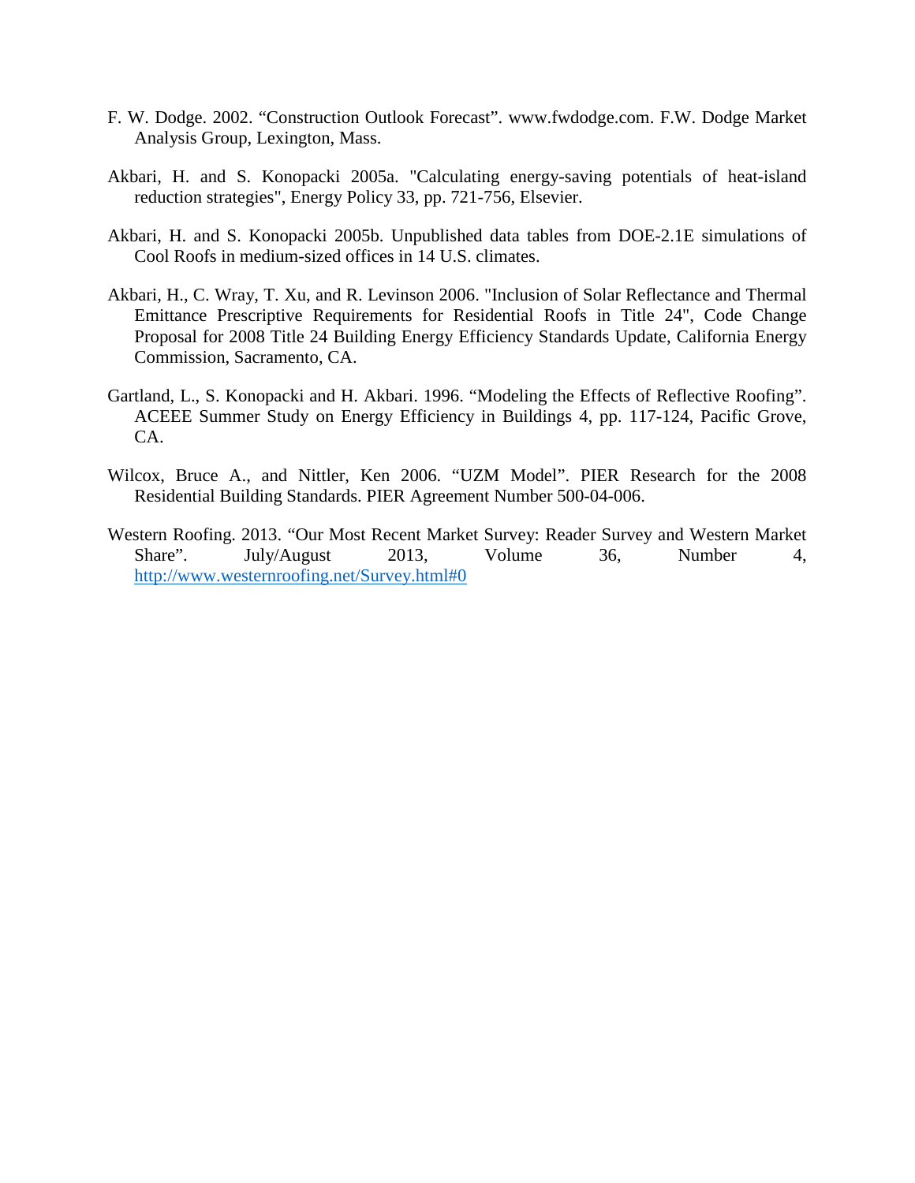F. W. Dodge. 2002. “Construction Outlook Forecast”. www.fwdodge.com. F.W. Dodge Market Analysis Group, Lexington, Mass.

Akbari, H. and S. Konopacki 2005a. "Calculating energy-saving potentials of heat-island reduction strategies", Energy Policy 33, pp. 721-756, Elsevier.

Akbari, H. and S. Konopacki 2005b. Unpublished data tables from DOE-2.1E simulations of Cool Roofs in medium-sized offices in 14 U.S. climates.

Akbari, H., C. Wray, T. Xu, and R. Levinson 2006. "Inclusion of Solar Reflectance and Thermal Emittance Prescriptive Requirements for Residential Roofs in Title 24", Code Change Proposal for 2008 Title 24 Building Energy Efficiency Standards Update, California Energy Commission, Sacramento, CA.

Gartland, L., S. Konopacki and H. Akbari. 1996. “Modeling the Effects of Reflective Roofing”. ACEEE Summer Study on Energy Efficiency in Buildings 4, pp. 117-124, Pacific Grove, CA.

Wilcox, Bruce A., and Nittler, Ken 2006. “UZM Model”. PIER Research for the 2008 Residential Building Standards. PIER Agreement Number 500-04-006.

Western Roofing. 2013. “Our Most Recent Market Survey: Reader Survey and Western Market Share”. July/August 2013, Volume 36, Number 4, http://www.westernroofing.net/Survey.html#0